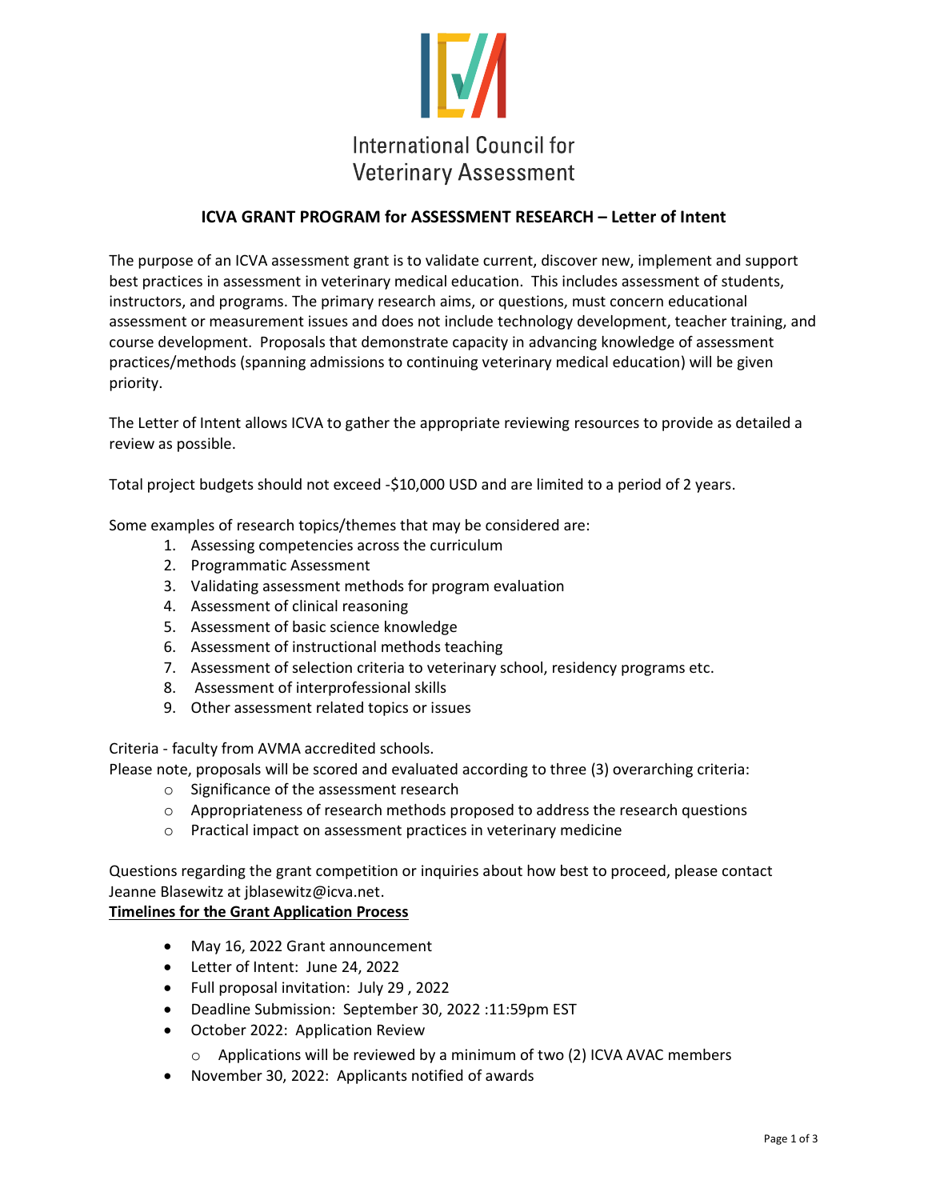International Council for Veterinary Assessment

## ICVA GRANT PROGRAM for ASSESSMENT RESEARCH – Letter of Intent

The purpose of an ICVA assessment grant is to validate current, discover new, implement and support best practices in assessment in veterinary medical education. This includes assessment of students, instructors, and programs. The primary research aims, or questions, must concern educational assessment or measurement issues and does not include technology development, teacher training, and course development. Proposals that demonstrate capacity in advancing knowledge of assessment practices/methods (spanning admissions to continuing veterinary medical education) will be given priority.

The Letter of Intent allows ICVA to gather the appropriate reviewing resources to provide as detailed a review as possible.

Total project budgets should not exceed -$10,000 USD and are limited to a period of 2 years.

Some examples of research topics/themes that may be considered are:

1. Assessing competencies across the curriculum
2. Programmatic Assessment
3. Validating assessment methods for program evaluation
4. Assessment of clinical reasoning
5. Assessment of basic science knowledge
6. Assessment of instructional methods teaching
7. Assessment of selection criteria to veterinary school, residency programs etc.
8. Assessment of interprofessional skills
9. Other assessment related topics or issues

Criteria - faculty from AVMA accredited schools.

Please note, proposals will be scored and evaluated according to three (3) overarching criteria:

- Significance of the assessment research
- Appropriateness of research methods proposed to address the research questions
- Practical impact on assessment practices in veterinary medicine

Questions regarding the grant competition or inquiries about how best to proceed, please contact Jeanne Blasewitz at jblasewitz@icva.net.

**Timelines for the Grant Application Process**

- May 16, 2022 Grant announcement
- Letter of Intent: June 24, 2022
- Full proposal invitation: July 29 , 2022
- Deadline Submission: September 30, 2022 :11:59pm EST
- October 2022: Application Review
  - Applications will be reviewed by a minimum of two (2) ICVA AVAC members
- November 30, 2022: Applicants notified of awards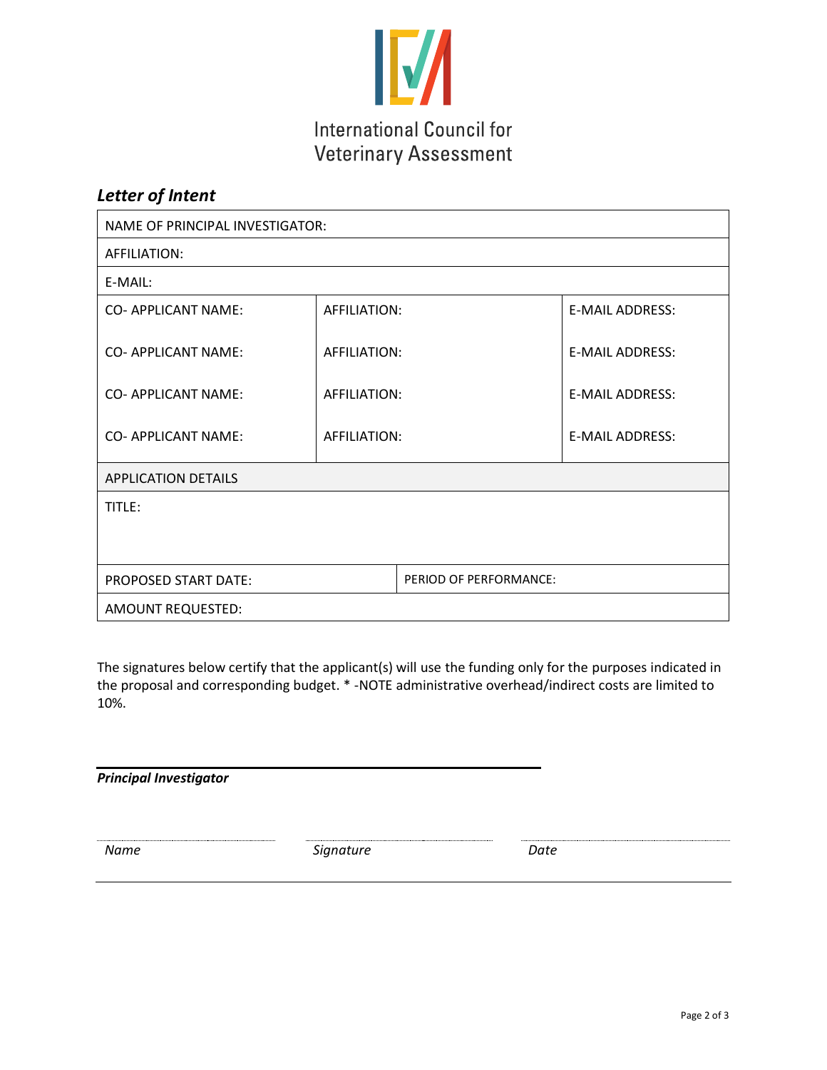International Council for Veterinary Assessment

## *Letter of Intent*

| NAME OF PRINCIPAL INVESTIGATOR: | | |
|---|---|---|
| AFFILIATION: | | |
| E-MAIL: | | |
| CO- APPLICANT NAME: | AFFILIATION: | E-MAIL ADDRESS: |
| CO- APPLICANT NAME: | AFFILIATION: | E-MAIL ADDRESS: |
| CO- APPLICANT NAME: | AFFILIATION: | E-MAIL ADDRESS: |
| CO- APPLICANT NAME: | AFFILIATION: | E-MAIL ADDRESS: |
| APPLICATION DETAILS | | |
| TITLE: | | |
| PROPOSED START DATE: | PERIOD OF PERFORMANCE: | |
| AMOUNT REQUESTED: | | |

The signatures below certify that the applicant(s) will use the funding only for the purposes indicated in the proposal and corresponding budget. * -NOTE administrative overhead/indirect costs are limited to 10%.

***Principal Investigator***

| *Name* | *Signature* | *Date* |
|---|---|---|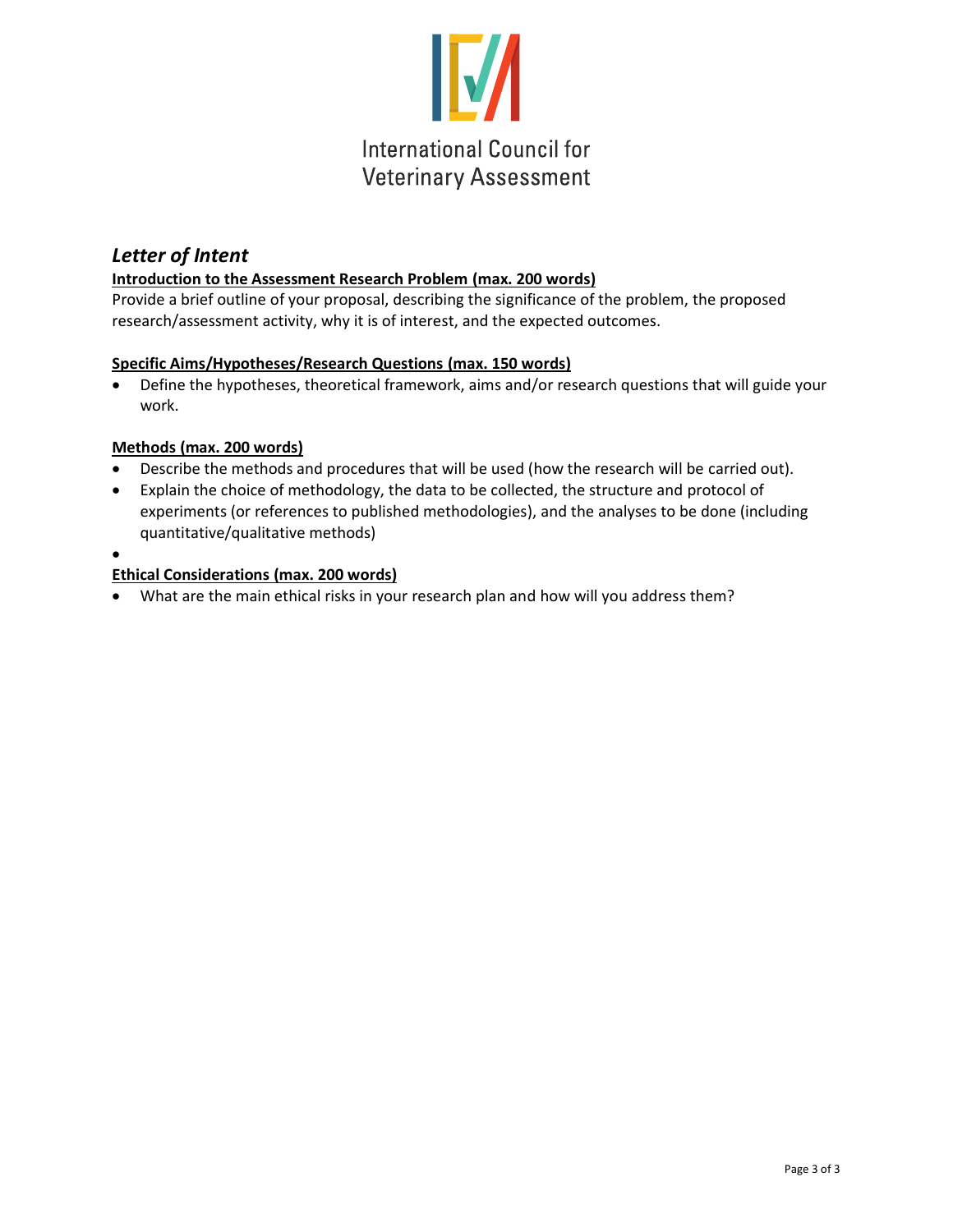International Council for Veterinary Assessment

## *Letter of Intent*

**Introduction to the Assessment Research Problem (max. 200 words)**

Provide a brief outline of your proposal, describing the significance of the problem, the proposed research/assessment activity, why it is of interest, and the expected outcomes.

**Specific Aims/Hypotheses/Research Questions (max. 150 words)**

- Define the hypotheses, theoretical framework, aims and/or research questions that will guide your work.

**Methods (max. 200 words)**

- Describe the methods and procedures that will be used (how the research will be carried out).
- Explain the choice of methodology, the data to be collected, the structure and protocol of experiments (or references to published methodologies), and the analyses to be done (including quantitative/qualitative methods)
-

**Ethical Considerations (max. 200 words)**

- What are the main ethical risks in your research plan and how will you address them?